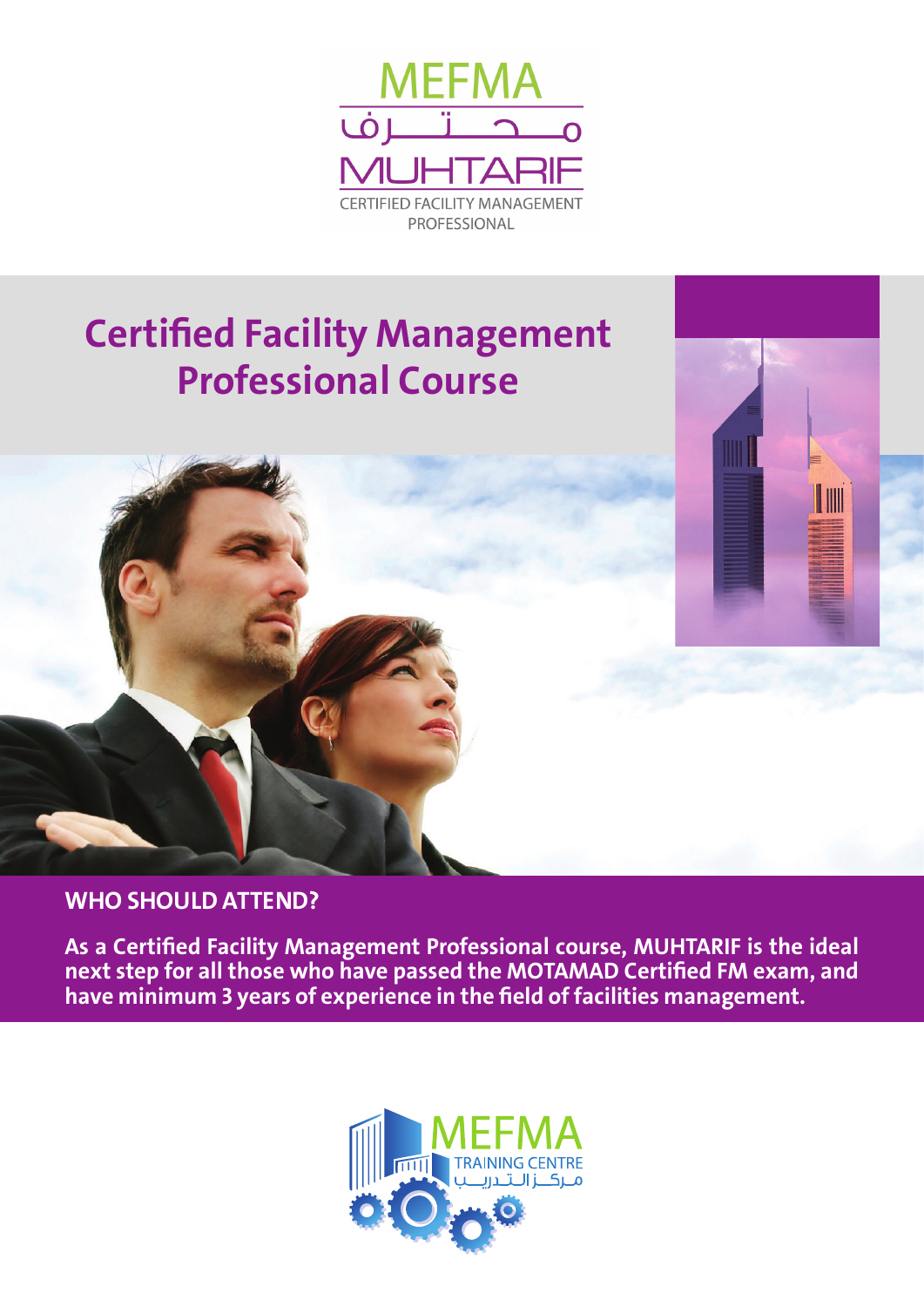MEFMA

محترف

MUHTARIF

CERTIFIED FACILITY MANAGEMENT PROFESSIONAL

# Certified Facility Management Professional Course

## WHO SHOULD ATTEND?

**As a Certified Facility Management Professional course, MUHTARIF is the ideal next step for all those who have passed the MOTAMAD Certified FM exam, and have minimum 3 years of experience in the field of facilities management.**

MEFMA

TRAINING CENTRE

مركز التدريب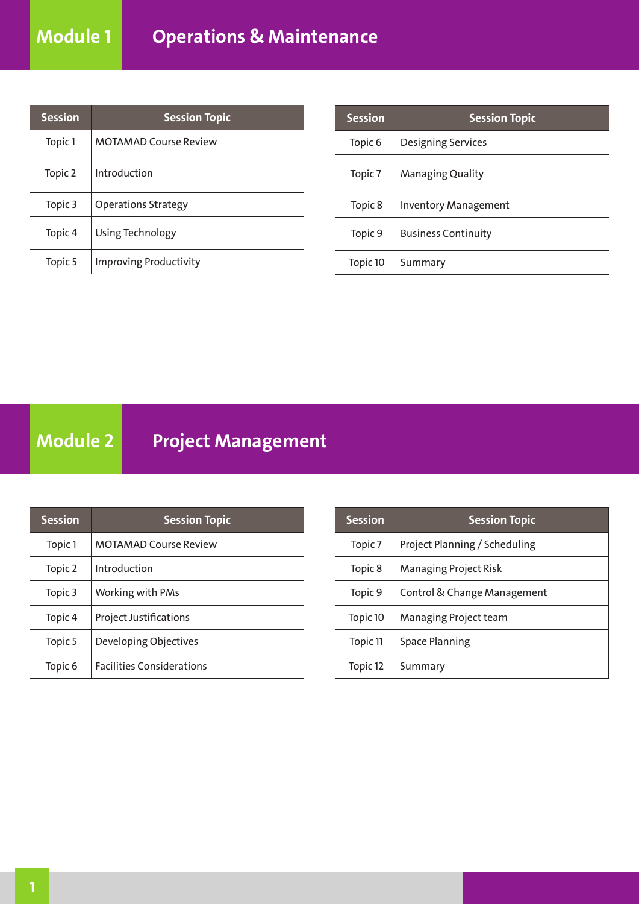# Module 1 Operations & Maintenance

| Session | Session Topic |
| --- | --- |
| Topic 1 | MOTAMAD Course Review |
| Topic 2 | Introduction |
| Topic 3 | Operations Strategy |
| Topic 4 | Using Technology |
| Topic 5 | Improving Productivity |

| Session | Session Topic |
| --- | --- |
| Topic 6 | Designing Services |
| Topic 7 | Managing Quality |
| Topic 8 | Inventory Management |
| Topic 9 | Business Continuity |
| Topic 10 | Summary |

# Module 2 Project Management

| Session | Session Topic |
| --- | --- |
| Topic 1 | MOTAMAD Course Review |
| Topic 2 | Introduction |
| Topic 3 | Working with PMs |
| Topic 4 | Project Justifications |
| Topic 5 | Developing Objectives |
| Topic 6 | Facilities Considerations |

| Session | Session Topic |
| --- | --- |
| Topic 7 | Project Planning / Scheduling |
| Topic 8 | Managing Project Risk |
| Topic 9 | Control & Change Management |
| Topic 10 | Managing Project team |
| Topic 11 | Space Planning |
| Topic 12 | Summary |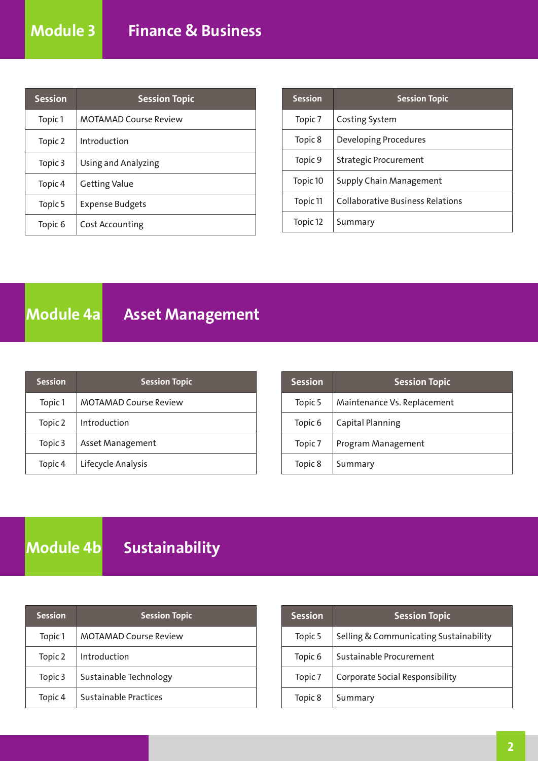# Module 3 Finance & Business

| Session | Session Topic |
|---|---|
| Topic 1 | MOTAMAD Course Review |
| Topic 2 | Introduction |
| Topic 3 | Using and Analyzing |
| Topic 4 | Getting Value |
| Topic 5 | Expense Budgets |
| Topic 6 | Cost Accounting |

| Session | Session Topic |
|---|---|
| Topic 7 | Costing System |
| Topic 8 | Developing Procedures |
| Topic 9 | Strategic Procurement |
| Topic 10 | Supply Chain Management |
| Topic 11 | Collaborative Business Relations |
| Topic 12 | Summary |

# Module 4a Asset Management

| Session | Session Topic |
|---|---|
| Topic 1 | MOTAMAD Course Review |
| Topic 2 | Introduction |
| Topic 3 | Asset Management |
| Topic 4 | Lifecycle Analysis |

| Session | Session Topic |
|---|---|
| Topic 5 | Maintenance Vs. Replacement |
| Topic 6 | Capital Planning |
| Topic 7 | Program Management |
| Topic 8 | Summary |

# Module 4b Sustainability

| Session | Session Topic |
|---|---|
| Topic 1 | MOTAMAD Course Review |
| Topic 2 | Introduction |
| Topic 3 | Sustainable Technology |
| Topic 4 | Sustainable Practices |

| Session | Session Topic |
|---|---|
| Topic 5 | Selling & Communicating Sustainability |
| Topic 6 | Sustainable Procurement |
| Topic 7 | Corporate Social Responsibility |
| Topic 8 | Summary |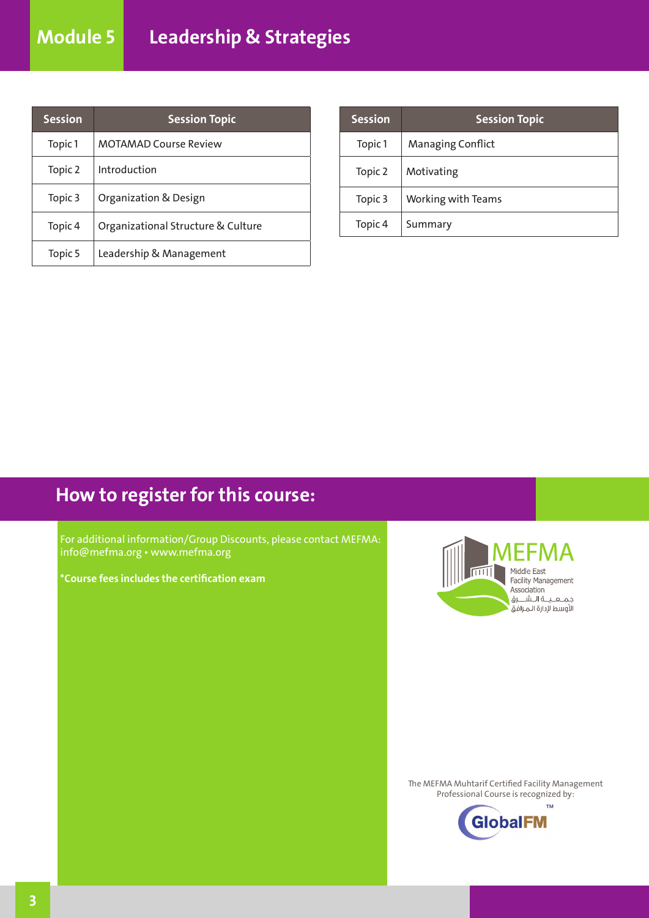# Module 5 Leadership & Strategies

| Session | Session Topic |
|---|---|
| Topic 1 | MOTAMAD Course Review |
| Topic 2 | Introduction |
| Topic 3 | Organization & Design |
| Topic 4 | Organizational Structure & Culture |
| Topic 5 | Leadership & Management |

| Session | Session Topic |
|---|---|
| Topic 1 | Managing Conflict |
| Topic 2 | Motivating |
| Topic 3 | Working with Teams |
| Topic 4 | Summary |

## How to register for this course:

For additional information/Group Discounts, please contact MEFMA: info@mefma.org • www.mefma.org

**\*Course fees includes the certification exam**

MEFMA
Middle East Facility Management Association
جمعية الشرق الأوسط لإدارة المرافق

The MEFMA Muhtarif Certified Facility Management Professional Course is recognized by:

GlobalFM™